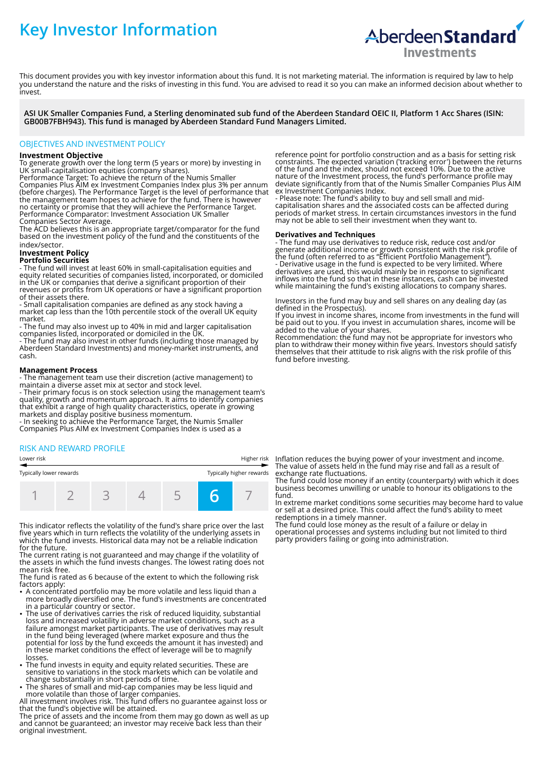# Key Investor Information

This document provides you with key investor information about this fund. It is not marketing material. The information is required by law to help you understand the nature and the risks of investing in this fund. You are advised to read it so you can make an informed decision about whether to invest.

**ASI UK Smaller Companies Fund, a Sterling denominated sub fund of the Aberdeen Standard OEIC II, Platform 1 Acc Shares (ISIN: GB00B7FBH943). This fund is managed by Aberdeen Standard Fund Managers Limited.**

## OBJECTIVES AND INVESTMENT POLICY

**Investment Objective**

To generate growth over the long term (5 years or more) by investing in UK small-capitalisation equities (company shares).

Performance Target: To achieve the return of the Numis Smaller Companies Plus AIM ex Investment Companies Index plus 3% per annum (before charges). The Performance Target is the level of performance that the management team hopes to achieve for the fund. There is however no certainty or promise that they will achieve the Performance Target.

Performance Comparator: Investment Association UK Smaller Companies Sector Average.

The ACD believes this is an appropriate target/comparator for the fund based on the investment policy of the fund and the constituents of the index/sector.

**Investment Policy**

**Portfolio Securities**

- The fund will invest at least 60% in small-capitalisation equities and equity related securities of companies listed, incorporated, or domiciled in the UK or companies that derive a significant proportion of their revenues or profits from UK operations or have a significant proportion of their assets there.
- Small capitalisation companies are defined as any stock having a market cap less than the 10th percentile stock of the overall UK equity market.
- The fund may also invest up to 40% in mid and larger capitalisation companies listed, incorporated or domiciled in the UK.
- The fund may also invest in other funds (including those managed by Aberdeen Standard Investments) and money-market instruments, and cash.

**Management Process**

- The management team use their discretion (active management) to maintain a diverse asset mix at sector and stock level.
- Their primary focus is on stock selection using the management team's quality, growth and momentum approach. It aims to identify companies that exhibit a range of high quality characteristics, operate in growing markets and display positive business momentum.
- In seeking to achieve the Performance Target, the Numis Smaller Companies Plus AIM ex Investment Companies Index is used as a reference point for portfolio construction and as a basis for setting risk constraints. The expected variation ('tracking error') between the returns of the fund and the index, should not exceed 10%. Due to the active nature of the Investment process, the fund's performance profile may deviate significantly from that of the Numis Smaller Companies Plus AIM ex Investment Companies Index.
- Please note: The fund's ability to buy and sell small and mid-capitalisation shares and the associated costs can be affected during periods of market stress. In certain circumstances investors in the fund may not be able to sell their investment when they want to.

**Derivatives and Techniques**

- The fund may use derivatives to reduce risk, reduce cost and/or generate additional income or growth consistent with the risk profile of the fund (often referred to as "Efficient Portfolio Management").
- Derivative usage in the fund is expected to be very limited. Where derivatives are used, this would mainly be in response to significant inflows into the fund so that in these instances, cash can be invested while maintaining the fund's existing allocations to company shares.

Investors in the fund may buy and sell shares on any dealing day (as defined in the Prospectus).

If you invest in income shares, income from investments in the fund will be paid out to you. If you invest in accumulation shares, income will be added to the value of your shares.

Recommendation: the fund may not be appropriate for investors who plan to withdraw their money within five years. Investors should satisfy themselves that their attitude to risk aligns with the risk profile of this fund before investing.

## RISK AND REWARD PROFILE

| Lower risk | | | | | | Higher risk |
|---|---|---|---|---|---|---|
| Typically lower rewards | | | | | | Typically higher rewards |
| 1 | 2 | 3 | 4 | 5 | **6** | 7 |

This indicator reflects the volatility of the fund's share price over the last five years which in turn reflects the volatility of the underlying assets in which the fund invests. Historical data may not be a reliable indication for the future.

The current rating is not guaranteed and may change if the volatility of the assets in which the fund invests changes. The lowest rating does not mean risk free.

The fund is rated as 6 because of the extent to which the following risk factors apply:

- A concentrated portfolio may be more volatile and less liquid than a more broadly diversified one. The fund's investments are concentrated in a particular country or sector.
- The use of derivatives carries the risk of reduced liquidity, substantial loss and increased volatility in adverse market conditions, such as a failure amongst market participants. The use of derivatives may result in the fund being leveraged (where market exposure and thus the potential for loss by the fund exceeds the amount it has invested) and in these market conditions the effect of leverage will be to magnify losses.
- The fund invests in equity and equity related securities. These are sensitive to variations in the stock markets which can be volatile and change substantially in short periods of time.
- The shares of small and mid-cap companies may be less liquid and more volatile than those of larger companies.

All investment involves risk. This fund offers no guarantee against loss or that the fund's objective will be attained.

The price of assets and the income from them may go down as well as up and cannot be guaranteed; an investor may receive back less than their original investment.

Inflation reduces the buying power of your investment and income.

The value of assets held in the fund may rise and fall as a result of exchange rate fluctuations.

The fund could lose money if an entity (counterparty) with which it does business becomes unwilling or unable to honour its obligations to the fund.

In extreme market conditions some securities may become hard to value or sell at a desired price. This could affect the fund's ability to meet redemptions in a timely manner.

The fund could lose money as the result of a failure or delay in operational processes and systems including but not limited to third party providers failing or going into administration.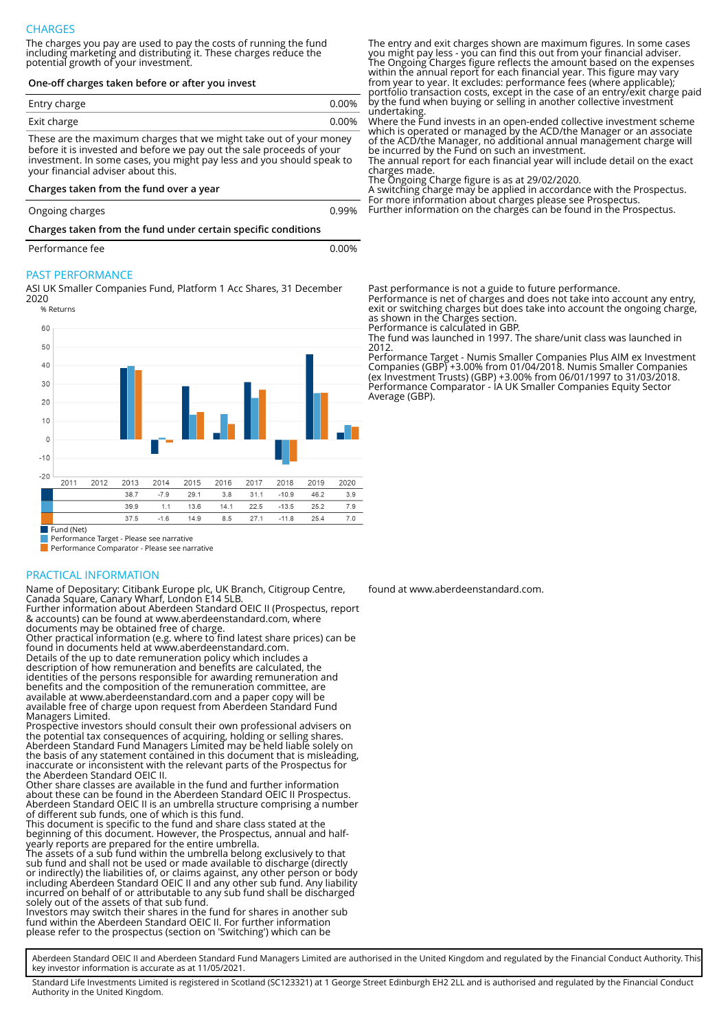## CHARGES

The charges you pay are used to pay the costs of running the fund including marketing and distributing it. These charges reduce the potential growth of your investment.

| One-off charges taken before or after you invest | |
|---|---|
| Entry charge | 0.00% |
| Exit charge | 0.00% |

These are the maximum charges that we might take out of your money before it is invested and before we pay out the sale proceeds of your investment. In some cases, you might pay less and you should speak to your financial adviser about this.

| Charges taken from the fund over a year | |
|---|---|
| Ongoing charges | 0.99% |

| Charges taken from the fund under certain specific conditions | |
|---|---|
| Performance fee | 0.00% |

The entry and exit charges shown are maximum figures. In some cases you might pay less - you can find this out from your financial adviser.
The Ongoing Charges figure reflects the amount based on the expenses within the annual report for each financial year. This figure may vary from year to year. It excludes: performance fees (where applicable); portfolio transaction costs, except in the case of an entry/exit charge paid by the fund when buying or selling in another collective investment undertaking.
Where the Fund invests in an open-ended collective investment scheme which is operated or managed by the ACD/the Manager or an associate of the ACD/the Manager, no additional annual management charge will be incurred by the Fund on such an investment.
The annual report for each financial year will include detail on the exact charges made.
The Ongoing Charge figure is as at 29/02/2020.
A switching charge may be applied in accordance with the Prospectus.
For more information about charges please see Prospectus.
Further information on the charges can be found in the Prospectus.

## PAST PERFORMANCE

ASI UK Smaller Companies Fund, Platform 1 Acc Shares, 31 December 2020

% Returns

60
50
40
30
20
10
0
-10
-20

2011 2012 2013 2014 2015 2016 2017 2018 2019 2020

Fund (Net): 38.7 -7.9 29.1 3.8 31.1 -10.9 46.2 3.9
Performance Target: 39.9 1.1 13.6 14.1 22.5 -13.5 25.2 7.9
Performance Comparator: 37.5 -1.6 14.9 8.5 27.1 -11.8 25.4 7.0

Fund (Net)
Performance Target - Please see narrative
Performance Comparator - Please see narrative

Past performance is not a guide to future performance.
Performance is net of charges and does not take into account any entry, exit or switching charges but does take into account the ongoing charge, as shown in the Charges section.
Performance is calculated in GBP.
The fund was launched in 1997. The share/unit class was launched in 2012.
Performance Target - Numis Smaller Companies Plus AIM ex Investment Companies (GBP) +3.00% from 01/04/2018. Numis Smaller Companies (ex Investment Trusts) (GBP) +3.00% from 06/01/1997 to 31/03/2018.
Performance Comparator - IA UK Smaller Companies Equity Sector Average (GBP).

## PRACTICAL INFORMATION

Name of Depositary: Citibank Europe plc, UK Branch, Citigroup Centre, Canada Square, Canary Wharf, London E14 5LB.
Further information about Aberdeen Standard OEIC II (Prospectus, report & accounts) can be found at www.aberdeenstandard.com, where documents may be obtained free of charge.
Other practical information (e.g. where to find latest share prices) can be found in documents held at www.aberdeenstandard.com.
Details of the up to date remuneration policy which includes a description of how remuneration and benefits are calculated, the identities of the persons responsible for awarding remuneration and benefits and the composition of the remuneration committee, are available at www.aberdeenstandard.com and a paper copy will be available free of charge upon request from Aberdeen Standard Fund Managers Limited.
Prospective investors should consult their own professional advisers on the potential tax consequences of acquiring, holding or selling shares.
Aberdeen Standard Fund Managers Limited may be held liable solely on the basis of any statement contained in this document that is misleading, inaccurate or inconsistent with the relevant parts of the Prospectus for the Aberdeen Standard OEIC II.
Other share classes are available in the fund and further information about these can be found in the Aberdeen Standard OEIC II Prospectus.
Aberdeen Standard OEIC II is an umbrella structure comprising a number of different sub funds, one of which is this fund.
This document is specific to the fund and share class stated at the beginning of this document. However, the Prospectus, annual and half-yearly reports are prepared for the entire umbrella.
The assets of a sub fund within the umbrella belong exclusively to that sub fund and shall not be used or made available to discharge (directly or indirectly) the liabilities of, or claims against, any other person or body including Aberdeen Standard OEIC II and any other sub fund. Any liability incurred on behalf of or attributable to any sub fund shall be discharged solely out of the assets of that sub fund.
Investors may switch their shares in the fund for shares in another sub fund within the Aberdeen Standard OEIC II. For further information please refer to the prospectus (section on 'Switching') which can be found at www.aberdeenstandard.com.

Aberdeen Standard OEIC II and Aberdeen Standard Fund Managers Limited are authorised in the United Kingdom and regulated by the Financial Conduct Authority. This key investor information is accurate as at 11/05/2021.

Standard Life Investments Limited is registered in Scotland (SC123321) at 1 George Street Edinburgh EH2 2LL and is authorised and regulated by the Financial Conduct Authority in the United Kingdom.